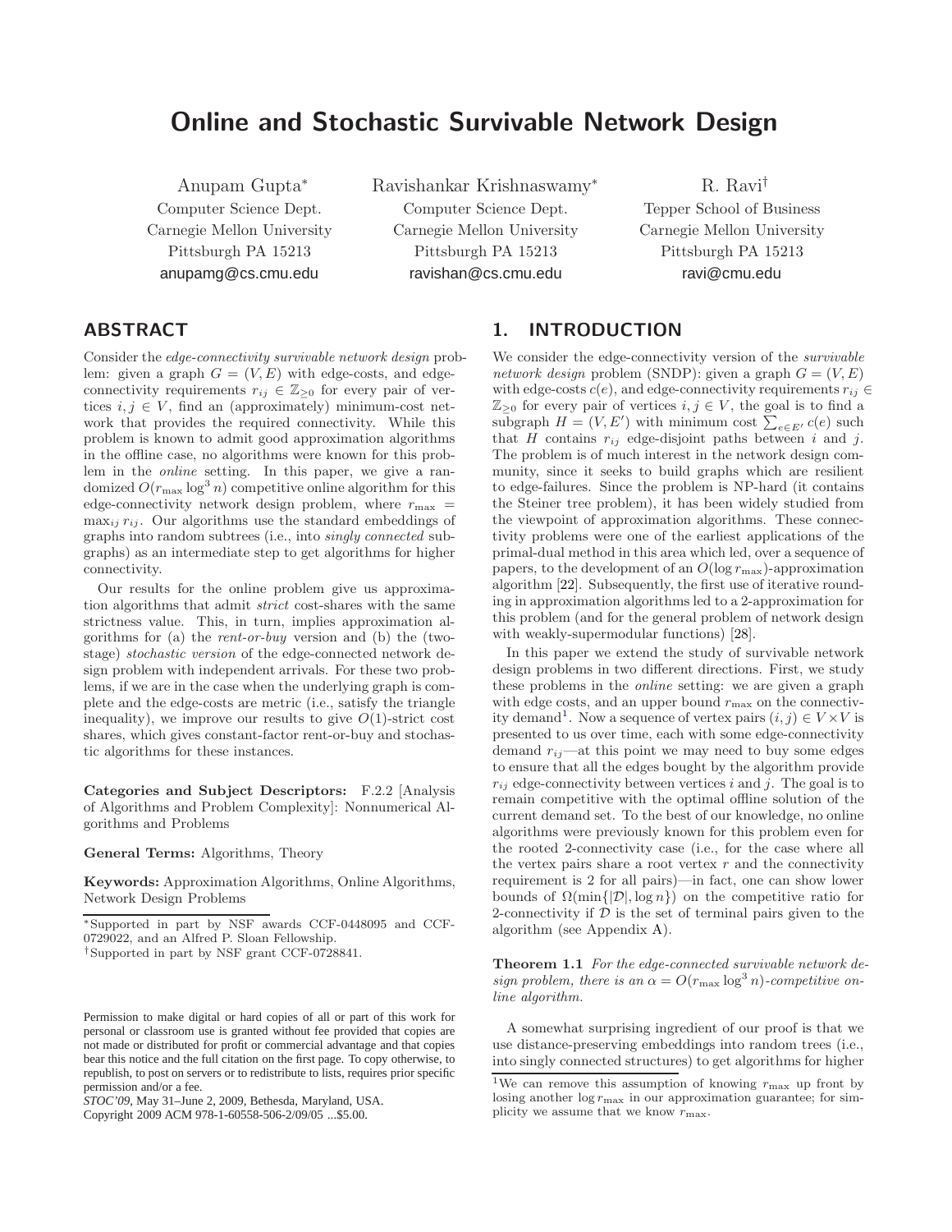# Online and Stochastic Survivable Network Design

Anupam Gupta*
Computer Science Dept.
Carnegie Mellon University
Pittsburgh PA 15213
anupamg@cs.cmu.edu

Ravishankar Krishnaswamy*
Computer Science Dept.
Carnegie Mellon University
Pittsburgh PA 15213
ravishan@cs.cmu.edu

R. Ravi†
Tepper School of Business
Carnegie Mellon University
Pittsburgh PA 15213
ravi@cmu.edu

## ABSTRACT

Consider the *edge-connectivity survivable network design* problem: given a graph $G = (V, E)$ with edge-costs, and edge-connectivity requirements $r_{ij} \in \mathbb{Z}_{\geq 0}$ for every pair of vertices $i, j \in V$, find an (approximately) minimum-cost network that provides the required connectivity. While this problem is known to admit good approximation algorithms in the offline case, no algorithms were known for this problem in the *online* setting. In this paper, we give a randomized $O(r_{\max} \log^3 n)$ competitive online algorithm for this edge-connectivity network design problem, where $r_{\max} = \max_{ij} r_{ij}$. Our algorithms use the standard embeddings of graphs into random subtrees (i.e., into *singly connected* subgraphs) as an intermediate step to get algorithms for higher connectivity.

Our results for the online problem give us approximation algorithms that admit *strict* cost-shares with the same strictness value. This, in turn, implies approximation algorithms for (a) the *rent-or-buy* version and (b) the (two-stage) *stochastic version* of the edge-connected network design problem with independent arrivals. For these two problems, if we are in the case when the underlying graph is complete and the edge-costs are metric (i.e., satisfy the triangle inequality), we improve our results to give $O(1)$-strict cost shares, which gives constant-factor rent-or-buy and stochastic algorithms for these instances.

**Categories and Subject Descriptors:** F.2.2 [Analysis of Algorithms and Problem Complexity]: Nonnumerical Algorithms and Problems

**General Terms:** Algorithms, Theory

**Keywords:** Approximation Algorithms, Online Algorithms, Network Design Problems

*Supported in part by NSF awards CCF-0448095 and CCF-0729022, and an Alfred P. Sloan Fellowship.

†Supported in part by NSF grant CCF-0728841.

Permission to make digital or hard copies of all or part of this work for personal or classroom use is granted without fee provided that copies are not made or distributed for profit or commercial advantage and that copies bear this notice and the full citation on the first page. To copy otherwise, to republish, to post on servers or to redistribute to lists, requires prior specific permission and/or a fee.
*STOC'09*, May 31–June 2, 2009, Bethesda, Maryland, USA.
Copyright 2009 ACM 978-1-60558-506-2/09/05 ...$5.00.

## 1. INTRODUCTION

We consider the edge-connectivity version of the *survivable network design* problem (SNDP): given a graph $G = (V, E)$ with edge-costs $c(e)$, and edge-connectivity requirements $r_{ij} \in \mathbb{Z}_{\geq 0}$ for every pair of vertices $i, j \in V$, the goal is to find a subgraph $H = (V, E')$ with minimum cost $\sum_{e \in E'} c(e)$ such that $H$ contains $r_{ij}$ edge-disjoint paths between $i$ and $j$. The problem is of much interest in the network design community, since it seeks to build graphs which are resilient to edge-failures. Since the problem is NP-hard (it contains the Steiner tree problem), it has been widely studied from the viewpoint of approximation algorithms. These connectivity problems were one of the earliest applications of the primal-dual method in this area which led, over a sequence of papers, to the development of an $O(\log r_{\max})$-approximation algorithm [22]. Subsequently, the first use of iterative rounding in approximation algorithms led to a 2-approximation for this problem (and for the general problem of network design with weakly-supermodular functions) [28].

In this paper we extend the study of survivable network design problems in two different directions. First, we study these problems in the *online* setting: we are given a graph with edge costs, and an upper bound $r_{\max}$ on the connectivity demand[1]. Now a sequence of vertex pairs $(i, j) \in V \times V$ is presented to us over time, each with some edge-connectivity demand $r_{ij}$—at this point we may need to buy some edges to ensure that all the edges bought by the algorithm provide $r_{ij}$ edge-connectivity between vertices $i$ and $j$. The goal is to remain competitive with the optimal offline solution of the current demand set. To the best of our knowledge, no online algorithms were previously known for this problem even for the rooted 2-connectivity case (i.e., for the case where all the vertex pairs share a root vertex $r$ and the connectivity requirement is 2 for all pairs)—in fact, one can show lower bounds of $\Omega(\min\{|\mathcal{D}|, \log n\})$ on the competitive ratio for 2-connectivity if $\mathcal{D}$ is the set of terminal pairs given to the algorithm (see Appendix A).

**Theorem 1.1** *For the edge-connected survivable network design problem, there is an $\alpha = O(r_{\max} \log^3 n)$-competitive online algorithm.*

A somewhat surprising ingredient of our proof is that we use distance-preserving embeddings into random trees (i.e., into singly connected structures) to get algorithms for higher

[1]We can remove this assumption of knowing $r_{\max}$ up front by losing another $\log r_{\max}$ in our approximation guarantee; for simplicity we assume that we know $r_{\max}$.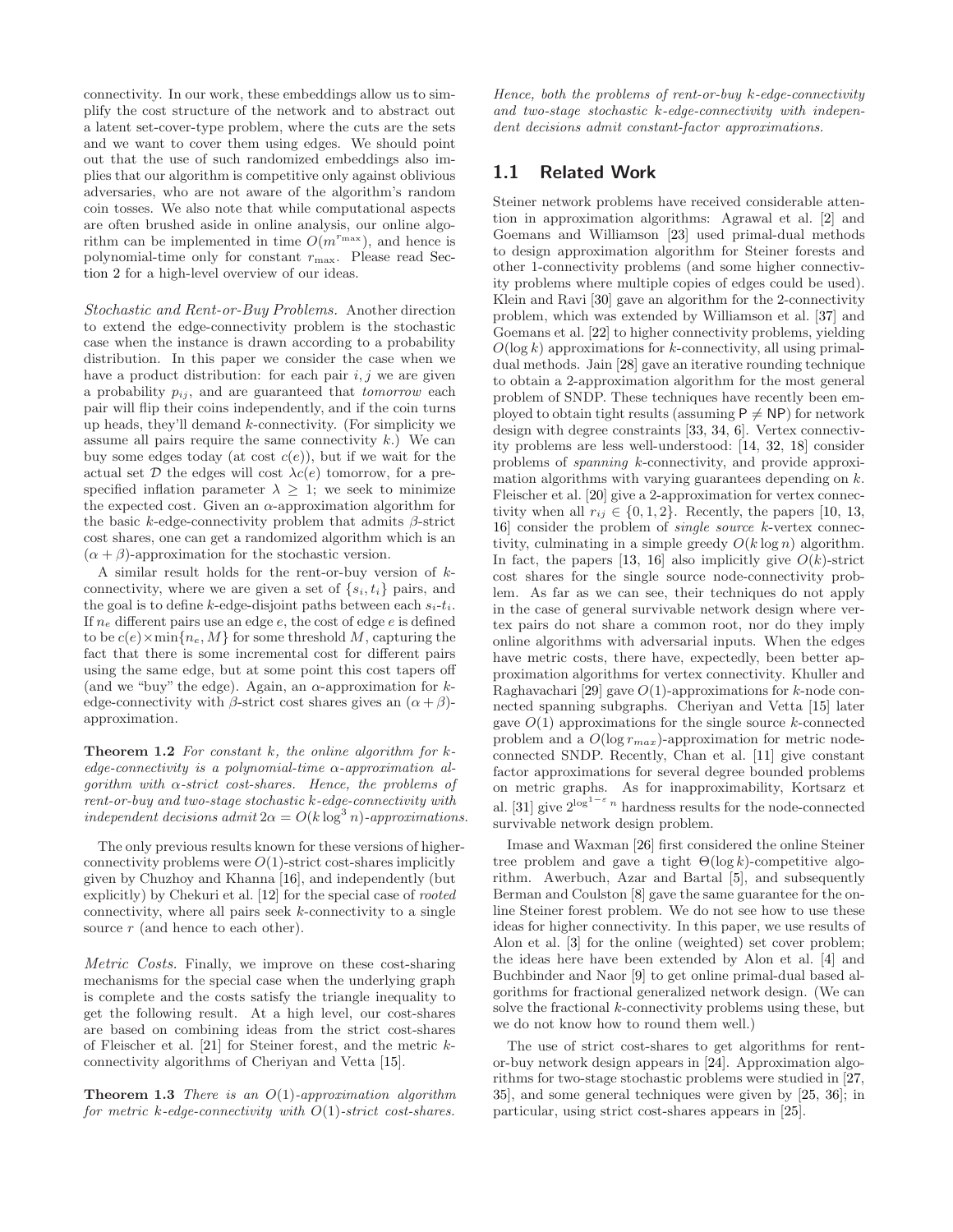connectivity. In our work, these embeddings allow us to simplify the cost structure of the network and to abstract out a latent set-cover-type problem, where the cuts are the sets and we want to cover them using edges. We should point out that the use of such randomized embeddings also implies that our algorithm is competitive only against oblivious adversaries, who are not aware of the algorithm's random coin tosses. We also note that while computational aspects are often brushed aside in online analysis, our online algorithm can be implemented in time $O(m^{r_{\max}})$, and hence is polynomial-time only for constant $r_{\max}$. Please read Section 2 for a high-level overview of our ideas.

*Stochastic and Rent-or-Buy Problems.* Another direction to extend the edge-connectivity problem is the stochastic case when the instance is drawn according to a probability distribution. In this paper we consider the case when we have a product distribution: for each pair $i, j$ we are given a probability $p_{ij}$, and are guaranteed that *tomorrow* each pair will flip their coins independently, and if the coin turns up heads, they'll demand $k$-connectivity. (For simplicity we assume all pairs require the same connectivity $k$.) We can buy some edges today (at cost $c(e)$), but if we wait for the actual set $\mathcal{D}$ the edges will cost $\lambda c(e)$ tomorrow, for a prespecified inflation parameter $\lambda \geq 1$; we seek to minimize the expected cost. Given an $\alpha$-approximation algorithm for the basic $k$-edge-connectivity problem that admits $\beta$-strict cost shares, one can get a randomized algorithm which is an $(\alpha + \beta)$-approximation for the stochastic version.

A similar result holds for the rent-or-buy version of $k$-connectivity, where we are given a set of $\{s_i, t_i\}$ pairs, and the goal is to define $k$-edge-disjoint paths between each $s_i$-$t_i$. If $n_e$ different pairs use an edge $e$, the cost of edge $e$ is defined to be $c(e) \times \min\{n_e, M\}$ for some threshold $M$, capturing the fact that there is some incremental cost for different pairs using the same edge, but at some point this cost tapers off (and we "buy" the edge). Again, an $\alpha$-approximation for $k$-edge-connectivity with $\beta$-strict cost shares gives an $(\alpha + \beta)$-approximation.

**Theorem 1.2** *For constant $k$, the online algorithm for $k$-edge-connectivity is a polynomial-time $\alpha$-approximation algorithm with $\alpha$-strict cost-shares. Hence, the problems of rent-or-buy and two-stage stochastic $k$-edge-connectivity with independent decisions admit $2\alpha = O(k \log^3 n)$-approximations.*

The only previous results known for these versions of higher-connectivity problems were $O(1)$-strict cost-shares implicitly given by Chuzhoy and Khanna [16], and independently (but explicitly) by Chekuri et al. [12] for the special case of *rooted* connectivity, where all pairs seek $k$-connectivity to a single source $r$ (and hence to each other).

*Metric Costs.* Finally, we improve on these cost-sharing mechanisms for the special case when the underlying graph is complete and the costs satisfy the triangle inequality to get the following result. At a high level, our cost-shares are based on combining ideas from the strict cost-shares of Fleischer et al. [21] for Steiner forest, and the metric $k$-connectivity algorithms of Cheriyan and Vetta [15].

**Theorem 1.3** *There is an $O(1)$-approximation algorithm for metric $k$-edge-connectivity with $O(1)$-strict cost-shares. Hence, both the problems of rent-or-buy $k$-edge-connectivity and two-stage stochastic $k$-edge-connectivity with independent decisions admit constant-factor approximations.*

## 1.1 Related Work

Steiner network problems have received considerable attention in approximation algorithms: Agrawal et al. [2] and Goemans and Williamson [23] used primal-dual methods to design approximation algorithm for Steiner forests and other 1-connectivity problems (and some higher connectivity problems where multiple copies of edges could be used). Klein and Ravi [30] gave an algorithm for the 2-connectivity problem, which was extended by Williamson et al. [37] and Goemans et al. [22] to higher connectivity problems, yielding $O(\log k)$ approximations for $k$-connectivity, all using primal-dual methods. Jain [28] gave an iterative rounding technique to obtain a 2-approximation algorithm for the most general problem of SNDP. These techniques have recently been employed to obtain tight results (assuming $\mathsf{P} \neq \mathsf{NP}$) for network design with degree constraints [33, 34, 6]. Vertex connectivity problems are less well-understood: [14, 32, 18] consider problems of *spanning* $k$-connectivity, and provide approximation algorithms with varying guarantees depending on $k$. Fleischer et al. [20] give a 2-approximation for vertex connectivity when all $r_{ij} \in \{0, 1, 2\}$. Recently, the papers [10, 13, 16] consider the problem of *single source* $k$-vertex connectivity, culminating in a simple greedy $O(k \log n)$ algorithm. In fact, the papers [13, 16] also implicitly give $O(k)$-strict cost shares for the single source node-connectivity problem. As far as we can see, their techniques do not apply in the case of general survivable network design where vertex pairs do not share a common root, nor do they imply online algorithms with adversarial inputs. When the edges have metric costs, there have, expectedly, been better approximation algorithms for vertex connectivity. Khuller and Raghavachari [29] gave $O(1)$-approximations for $k$-node connected spanning subgraphs. Cheriyan and Vetta [15] later gave $O(1)$ approximations for the single source $k$-connected problem and a $O(\log r_{max})$-approximation for metric node-connected SNDP. Recently, Chan et al. [11] give constant factor approximations for several degree bounded problems on metric graphs. As for inapproximability, Kortsarz et al. [31] give $2^{\log^{1-\varepsilon} n}$ hardness results for the node-connected survivable network design problem.

Imase and Waxman [26] first considered the online Steiner tree problem and gave a tight $\Theta(\log k)$-competitive algorithm. Awerbuch, Azar and Bartal [5], and subsequently Berman and Coulston [8] gave the same guarantee for the online Steiner forest problem. We do not see how to use these ideas for higher connectivity. In this paper, we use results of Alon et al. [3] for the online (weighted) set cover problem; the ideas here have been extended by Alon et al. [4] and Buchbinder and Naor [9] to get online primal-dual based algorithms for fractional generalized network design. (We can solve the fractional $k$-connectivity problems using these, but we do not know how to round them well.)

The use of strict cost-shares to get algorithms for rent-or-buy network design appears in [24]. Approximation algorithms for two-stage stochastic problems were studied in [27, 35], and some general techniques were given by [25, 36]; in particular, using strict cost-shares appears in [25].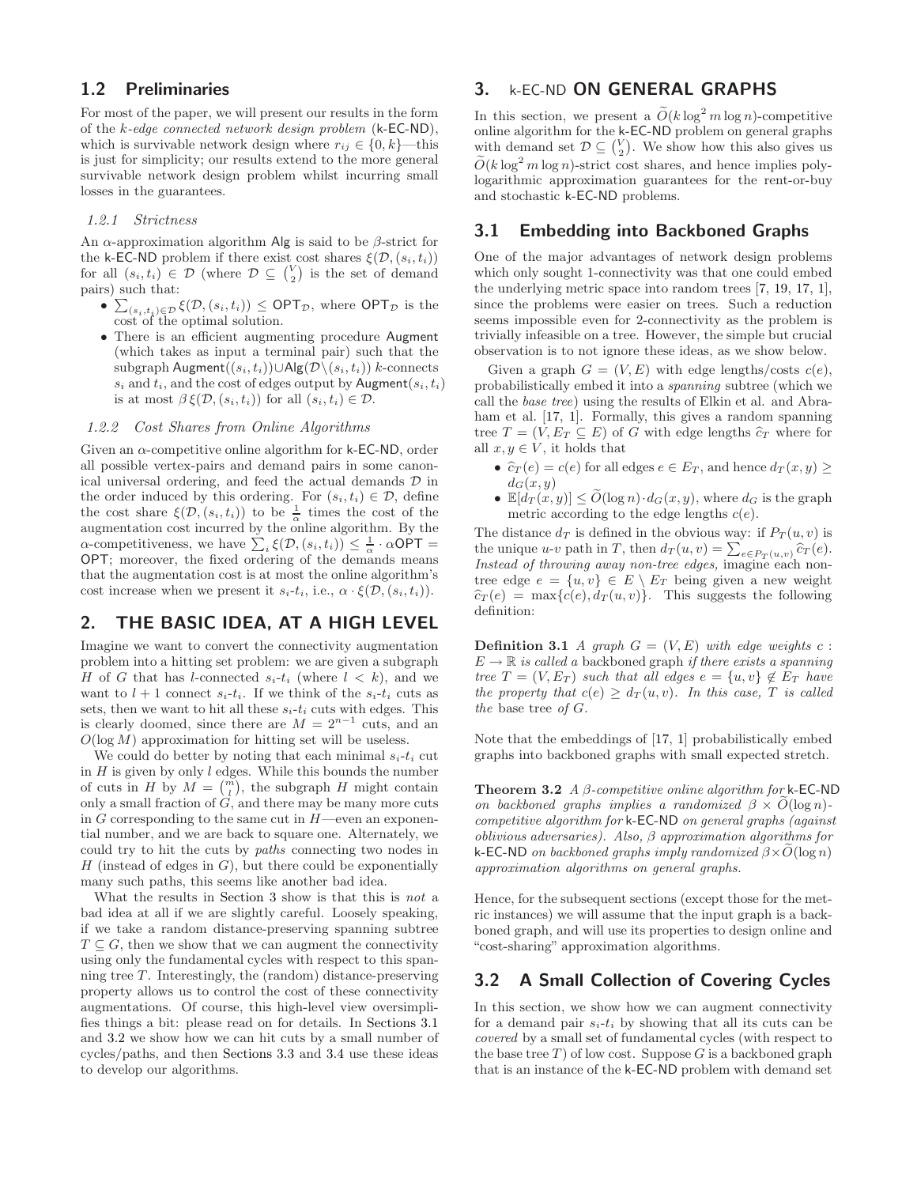## 1.2 Preliminaries

For most of the paper, we will present our results in the form of the *k-edge connected network design problem* (k-EC-ND), which is survivable network design where $r_{ij} \in \{0, k\}$—this is just for simplicity; our results extend to the more general survivable network design problem whilst incurring small losses in the guarantees.

### 1.2.1 Strictness

An $\alpha$-approximation algorithm Alg is said to be $\beta$-strict for the k-EC-ND problem if there exist cost shares $\xi(\mathcal{D}, (s_i, t_i))$ for all $(s_i, t_i) \in \mathcal{D}$ (where $\mathcal{D} \subseteq \binom{V}{2}$ is the set of demand pairs) such that:

- $\sum_{(s_i,t_i)\in\mathcal{D}} \xi(\mathcal{D}, (s_i, t_i)) \leq \mathsf{OPT}_{\mathcal{D}}$, where $\mathsf{OPT}_{\mathcal{D}}$ is the cost of the optimal solution.
- There is an efficient augmenting procedure Augment (which takes as input a terminal pair) such that the subgraph $\mathsf{Augment}((s_i, t_i)) \cup \mathsf{Alg}(\mathcal{D} \setminus (s_i, t_i))$ $k$-connects $s_i$ and $t_i$, and the cost of edges output by $\mathsf{Augment}(s_i, t_i)$ is at most $\beta\, \xi(\mathcal{D}, (s_i, t_i))$ for all $(s_i, t_i) \in \mathcal{D}$.

### 1.2.2 Cost Shares from Online Algorithms

Given an $\alpha$-competitive online algorithm for k-EC-ND, order all possible vertex-pairs and demand pairs in some canonical universal ordering, and feed the actual demands $\mathcal{D}$ in the order induced by this ordering. For $(s_i, t_i) \in \mathcal{D}$, define the cost share $\xi(\mathcal{D}, (s_i, t_i))$ to be $\frac{1}{\alpha}$ times the cost of the augmentation cost incurred by the online algorithm. By the $\alpha$-competitiveness, we have $\sum_i \xi(\mathcal{D}, (s_i, t_i)) \leq \frac{1}{\alpha} \cdot \alpha\mathsf{OPT} = \mathsf{OPT}$; moreover, the fixed ordering of the demands means that the augmentation cost is at most the online algorithm's cost increase when we present it $s_i$-$t_i$, i.e., $\alpha \cdot \xi(\mathcal{D}, (s_i, t_i))$.

# 2. THE BASIC IDEA, AT A HIGH LEVEL

Imagine we want to convert the connectivity augmentation problem into a hitting set problem: we are given a subgraph $H$ of $G$ that has $l$-connected $s_i$-$t_i$ (where $l < k$), and we want to $l + 1$ connect $s_i$-$t_i$. If we think of the $s_i$-$t_i$ cuts as sets, then we want to hit all these $s_i$-$t_i$ cuts with edges. This is clearly doomed, since there are $M = 2^{n-1}$ cuts, and an $O(\log M)$ approximation for hitting set will be useless.

We could do better by noting that each minimal $s_i$-$t_i$ cut in $H$ is given by only $l$ edges. While this bounds the number of cuts in $H$ by $M = \binom{m}{l}$, the subgraph $H$ might contain only a small fraction of $G$, and there may be many more cuts in $G$ corresponding to the same cut in $H$—even an exponential number, and we are back to square one. Alternately, we could try to hit the cuts by *paths* connecting two nodes in $H$ (instead of edges in $G$), but there could be exponentially many such paths, this seems like another bad idea.

What the results in Section 3 show is that this is *not* a bad idea at all if we are slightly careful. Loosely speaking, if we take a random distance-preserving spanning subtree $T \subseteq G$, then we show that we can augment the connectivity using only the fundamental cycles with respect to this spanning tree $T$. Interestingly, the (random) distance-preserving property allows us to control the cost of these connectivity augmentations. Of course, this high-level view oversimplifies things a bit: please read on for details. In Sections 3.1 and 3.2 we show how we can hit cuts by a small number of cycles/paths, and then Sections 3.3 and 3.4 use these ideas to develop our algorithms.

# 3. k-EC-ND ON GENERAL GRAPHS

In this section, we present a $\widetilde{O}(k \log^2 m \log n)$-competitive online algorithm for the k-EC-ND problem on general graphs with demand set $\mathcal{D} \subseteq \binom{V}{2}$. We show how this also gives us $\widetilde{O}(k \log^2 m \log n)$-strict cost shares, and hence implies polylogarithmic approximation guarantees for the rent-or-buy and stochastic k-EC-ND problems.

## 3.1 Embedding into Backboned Graphs

One of the major advantages of network design problems which only sought 1-connectivity was that one could embed the underlying metric space into random trees [7, 19, 17, 1], since the problems were easier on trees. Such a reduction seems impossible even for 2-connectivity as the problem is trivially infeasible on a tree. However, the simple but crucial observation is to not ignore these ideas, as we show below.

Given a graph $G = (V, E)$ with edge lengths/costs $c(e)$, probabilistically embed it into a *spanning* subtree (which we call the *base tree*) using the results of Elkin et al. and Abraham et al. [17, 1]. Formally, this gives a random spanning tree $T = (V, E_T \subseteq E)$ of $G$ with edge lengths $\widehat{c}_T$ where for all $x, y \in V$, it holds that

- $\widehat{c}_T(e) = c(e)$ for all edges $e \in E_T$, and hence $d_T(x, y) \geq d_G(x, y)$
- $\mathbb{E}[d_T(x, y)] \leq \widetilde{O}(\log n) \cdot d_G(x, y)$, where $d_G$ is the graph metric according to the edge lengths $c(e)$.

The distance $d_T$ is defined in the obvious way: if $P_T(u, v)$ is the unique $u$-$v$ path in $T$, then $d_T(u, v) = \sum_{e\in P_T(u,v)} \widehat{c}_T(e)$. *Instead of throwing away non-tree edges,* imagine each non-tree edge $e = \{u, v\} \in E \setminus E_T$ being given a new weight $\widehat{c}_T(e) = \max\{c(e), d_T(u, v)\}$. This suggests the following definition:

**Definition 3.1** *A graph $G = (V, E)$ with edge weights $c : E \to \mathbb{R}$ is called a* backboned graph *if there exists a spanning tree $T = (V, E_T)$ such that all edges $e = \{u, v\} \notin E_T$ have the property that $c(e) \geq d_T(u, v)$. In this case, $T$ is called the* base tree *of $G$.*

Note that the embeddings of [17, 1] probabilistically embed graphs into backboned graphs with small expected stretch.

**Theorem 3.2** *A $\beta$-competitive online algorithm for k-EC-ND on backboned graphs implies a randomized $\beta \times \widetilde{O}(\log n)$-competitive algorithm for k-EC-ND on general graphs (against oblivious adversaries). Also, $\beta$ approximation algorithms for k-EC-ND on backboned graphs imply randomized $\beta \times \widetilde{O}(\log n)$ approximation algorithms on general graphs.*

Hence, for the subsequent sections (except those for the metric instances) we will assume that the input graph is a backboned graph, and will use its properties to design online and "cost-sharing" approximation algorithms.

## 3.2 A Small Collection of Covering Cycles

In this section, we show how we can augment connectivity for a demand pair $s_i$-$t_i$ by showing that all its cuts can be *covered* by a small set of fundamental cycles (with respect to the base tree $T$) of low cost. Suppose $G$ is a backboned graph that is an instance of the k-EC-ND problem with demand set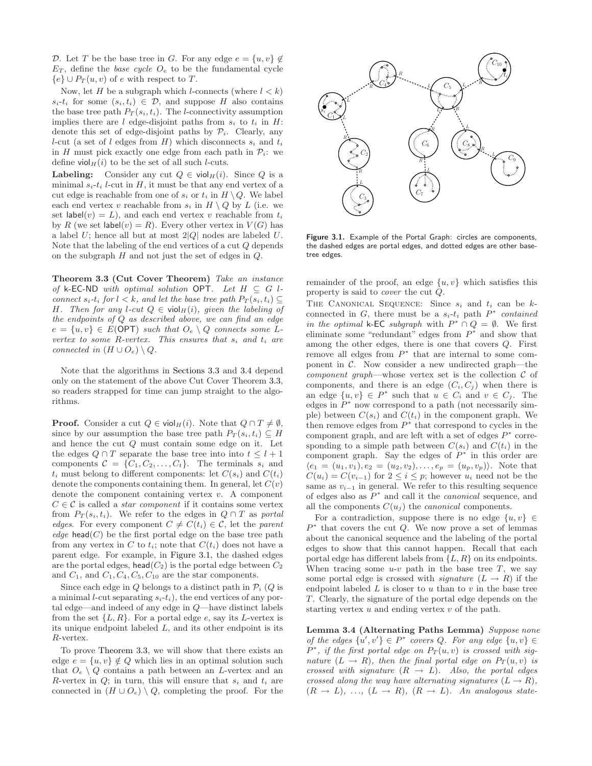$\mathcal{D}$. Let $T$ be the base tree in $G$. For any edge $e = \{u, v\} \notin E_T$, define the *base cycle* $O_e$ to be the fundamental cycle $\{e\} \cup P_T(u, v)$ of $e$ with respect to $T$.

Now, let $H$ be a subgraph which $l$-connects (where $l < k$) $s_i$-$t_i$ for some $(s_i, t_i) \in \mathcal{D}$, and suppose $H$ also contains the base tree path $P_T(s_i, t_i)$. The $l$-connectivity assumption implies there are $l$ edge-disjoint paths from $s_i$ to $t_i$ in $H$: denote this set of edge-disjoint paths by $\mathcal{P}_i$. Clearly, any $l$-cut (a set of $l$ edges from $H$) which disconnects $s_i$ and $t_i$ in $H$ must pick exactly one edge from each path in $\mathcal{P}_i$: we define $\mathsf{viol}_H(i)$ to be the set of all such $l$-cuts.

**Labeling:** Consider any cut $Q \in \mathsf{viol}_H(i)$. Since $Q$ is a minimal $s_i$-$t_i$ $l$-cut in $H$, it must be that any end vertex of a cut edge is reachable from one of $s_i$ or $t_i$ in $H \setminus Q$. We label each end vertex $v$ reachable from $s_i$ in $H \setminus Q$ by $L$ (i.e. we set $\mathsf{label}(v) = L$), and each end vertex $v$ reachable from $t_i$ by $R$ (we set $\mathsf{label}(v) = R$). Every other vertex in $V(G)$ has a label $U$; hence all but at most $2|Q|$ nodes are labeled $U$. Note that the labeling of the end vertices of a cut $Q$ depends on the subgraph $H$ and not just the set of edges in $Q$.

**Theorem 3.3 (Cut Cover Theorem)** *Take an instance of* k-EC-ND *with optimal solution* OPT*. Let $H \subseteq G$ $l$-connect $s_i$-$t_i$ for $l < k$, and let the base tree path $P_T(s_i, t_i) \subseteq H$. Then for any $l$-cut $Q \in \mathsf{viol}_H(i)$, given the labeling of the endpoints of $Q$ as described above, we can find an edge $e = \{u, v\} \in E(\mathsf{OPT})$ such that $O_e \setminus Q$ connects some $L$-vertex to some $R$-vertex. This ensures that $s_i$ and $t_i$ are connected in $(H \cup O_e) \setminus Q$.*

Note that the algorithms in Sections 3.3 and 3.4 depend only on the statement of the above Cut Cover Theorem 3.3, so readers strapped for time can jump straight to the algorithms.

**Proof.** Consider a cut $Q \in \mathsf{viol}_H(i)$. Note that $Q \cap T \neq \emptyset$, since by our assumption the base tree path $P_T(s_i, t_i) \subseteq H$ and hence the cut $Q$ must contain some edge on it. Let the edges $Q \cap T$ separate the base tree into into $t \leq l + 1$ components $\mathcal{C} = \{C_1, C_2, \ldots, C_t\}$. The terminals $s_i$ and $t_i$ must belong to different components: let $C(s_i)$ and $C(t_i)$ denote the components containing them. In general, let $C(v)$ denote the component containing vertex $v$. A component $C \in \mathcal{C}$ is called a *star component* if it contains some vertex from $P_T(s_i, t_i)$. We refer to the edges in $Q \cap T$ as *portal edges*. For every component $C \neq C(t_i) \in \mathcal{C}$, let the *parent edge* $\mathsf{head}(C)$ be the first portal edge on the base tree path from any vertex in $C$ to $t_i$; note that $C(t_i)$ does not have a parent edge. For example, in Figure 3.1, the dashed edges are the portal edges, $\mathsf{head}(C_2)$ is the portal edge between $C_2$ and $C_1$, and $C_1, C_4, C_5, C_{10}$ are the star components.

Since each edge in $Q$ belongs to a distinct path in $\mathcal{P}_i$ ($Q$ is a minimal $l$-cut separating $s_i$-$t_i$), the end vertices of any portal edge—and indeed of any edge in $Q$—have distinct labels from the set $\{L, R\}$. For a portal edge $e$, say its $L$-vertex is its unique endpoint labeled $L$, and its other endpoint is its $R$-vertex.

To prove Theorem 3.3, we will show that there exists an edge $e = \{u, v\} \notin Q$ which lies in an optimal solution such that $O_e \setminus Q$ contains a path between an $L$-vertex and an $R$-vertex in $Q$; in turn, this will ensure that $s_i$ and $t_i$ are connected in $(H \cup O_e) \setminus Q$, completing the proof. For the remainder of the proof, an edge $\{u, v\}$ which satisfies this property is said to *cover* the cut $Q$.

**Figure 3.1.** Example of the Portal Graph: circles are components, the dashed edges are portal edges, and dotted edges are other base-tree edges.

THE CANONICAL SEQUENCE: Since $s_i$ and $t_i$ can be $k$-connected in $G$, there must be a $s_i$-$t_i$ path $P^*$ *contained in the optimal* k-EC *subgraph* with $P^* \cap Q = \emptyset$. We first eliminate some "redundant" edges from $P^*$ and show that among the other edges, there is one that covers $Q$. First remove all edges from $P^*$ that are internal to some component in $\mathcal{C}$. Now consider a new undirected graph—the *component graph*—whose vertex set is the collection $\mathcal{C}$ of components, and there is an edge $(C_i, C_j)$ when there is an edge $\{u, v\} \in P^*$ such that $u \in C_i$ and $v \in C_j$. The edges in $P^*$ now correspond to a path (not necessarily simple) between $C(s_i)$ and $C(t_i)$ in the component graph. We then remove edges from $P^*$ that correspond to cycles in the component graph, and are left with a set of edges $P^*$ corresponding to a simple path between $C(s_i)$ and $C(t_i)$ in the component graph. Say the edges of $P^*$ in this order are $\langle e_1 = (u_1, v_1), e_2 = (u_2, v_2), \ldots, e_p = (u_p, v_p)\rangle$. Note that $C(u_i) = C(v_{i-1})$ for $2 \leq i \leq p$; however $u_i$ need not be the same as $v_{i-1}$ in general. We refer to this resulting sequence of edges also as $P^*$ and call it the *canonical* sequence, and all the components $C(u_j)$ the *canonical* components.

For a contradiction, suppose there is no edge $\{u, v\} \in P^*$ that covers the cut $Q$. We now prove a set of lemmas about the canonical sequence and the labeling of the portal edges to show that this cannot happen. Recall that each portal edge has different labels from $\{L, R\}$ on its endpoints. When tracing some $u$-$v$ path in the base tree $T$, we say some portal edge is crossed with *signature* $(L \rightarrow R)$ if the endpoint labeled $L$ is closer to $u$ than to $v$ in the base tree $T$. Clearly, the signature of the portal edge depends on the starting vertex $u$ and ending vertex $v$ of the path.

**Lemma 3.4 (Alternating Paths Lemma)** *Suppose none of the edges $\{u', v'\} \in P^*$ covers $Q$. For any edge $\{u, v\} \in P^*$, if the first portal edge on $P_T(u, v)$ is crossed with signature $(L \rightarrow R)$, then the final portal edge on $P_T(u, v)$ is crossed with signature $(R \rightarrow L)$. Also, the portal edges crossed along the way have alternating signatures $(L \rightarrow R)$, $(R \rightarrow L)$, $\ldots$, $(L \rightarrow R)$, $(R \rightarrow L)$. An analogous state-*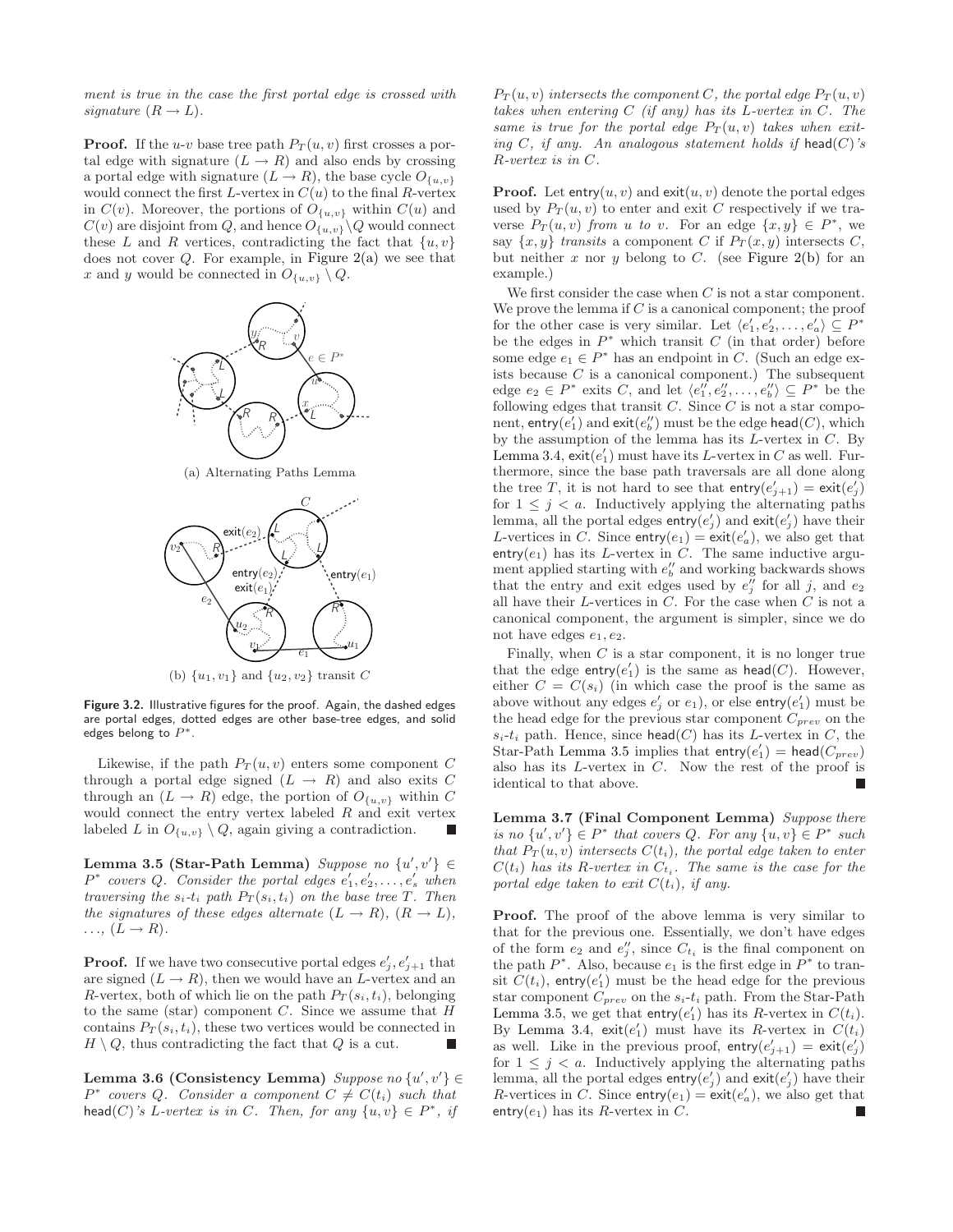*ment is true in the case the first portal edge is crossed with signature* $(R \to L)$.

**Proof.** If the $u$-$v$ base tree path $P_T(u,v)$ first crosses a portal edge with signature $(L \to R)$ and also ends by crossing a portal edge with signature $(L \to R)$, the base cycle $O_{\{u,v\}}$ would connect the first $L$-vertex in $C(u)$ to the final $R$-vertex in $C(v)$. Moreover, the portions of $O_{\{u,v\}}$ within $C(u)$ and $C(v)$ are disjoint from $Q$, and hence $O_{\{u,v\}} \setminus Q$ would connect these $L$ and $R$ vertices, contradicting the fact that $\{u,v\}$ does not cover $Q$. For example, in Figure 2(a) we see that $x$ and $y$ would be connected in $O_{\{u,v\}} \setminus Q$.

(a) Alternating Paths Lemma

(b) $\{u_1, v_1\}$ and $\{u_2, v_2\}$ transit $C$

**Figure 3.2.** Illustrative figures for the proof. Again, the dashed edges are portal edges, dotted edges are other base-tree edges, and solid edges belong to $P^*$.

Likewise, if the path $P_T(u,v)$ enters some component $C$ through a portal edge signed $(L \to R)$ and also exits $C$ through an $(L \to R)$ edge, the portion of $O_{\{u,v\}}$ within $C$ would connect the entry vertex labeled $R$ and exit vertex labeled $L$ in $O_{\{u,v\}} \setminus Q$, again giving a contradiction. ∎

**Lemma 3.5 (Star-Path Lemma)** *Suppose no* $\{u', v'\} \in P^*$ *covers* $Q$. *Consider the portal edges* $e'_1, e'_2, \ldots, e'_s$ *when traversing the* $s_i$-$t_i$ *path* $P_T(s_i, t_i)$ *on the base tree* $T$. *Then the signatures of these edges alternate* $(L \to R)$, $(R \to L)$, $\ldots$, $(L \to R)$.

**Proof.** If we have two consecutive portal edges $e'_j, e'_{j+1}$ that are signed $(L \to R)$, then we would have an $L$-vertex and an $R$-vertex, both of which lie on the path $P_T(s_i, t_i)$, belonging to the same (star) component $C$. Since we assume that $H$ contains $P_T(s_i, t_i)$, these two vertices would be connected in $H \setminus Q$, thus contradicting the fact that $Q$ is a cut. ∎

**Lemma 3.6 (Consistency Lemma)** *Suppose no* $\{u', v'\} \in P^*$ *covers* $Q$. *Consider a component* $C \neq C(t_i)$ *such that* $\mathsf{head}(C)$*'s* $L$*-vertex is in* $C$. *Then, for any* $\{u, v\} \in P^*$, *if* $P_T(u,v)$ *intersects the component* $C$, *the portal edge* $P_T(u,v)$ *takes when entering* $C$ *(if any) has its* $L$*-vertex in* $C$. *The same is true for the portal edge* $P_T(u,v)$ *takes when exiting* $C$, *if any. An analogous statement holds if* $\mathsf{head}(C)$*'s* $R$*-vertex is in* $C$.

**Proof.** Let $\mathsf{entry}(u,v)$ and $\mathsf{exit}(u,v)$ denote the portal edges used by $P_T(u,v)$ to enter and exit $C$ respectively if we traverse $P_T(u,v)$ *from* $u$ *to* $v$. For an edge $\{x,y\} \in P^*$, we say $\{x,y\}$ *transits* a component $C$ if $P_T(x,y)$ intersects $C$, but neither $x$ nor $y$ belong to $C$. (see Figure 2(b) for an example.)

We first consider the case when $C$ is not a star component. We prove the lemma if $C$ is a canonical component; the proof for the other case is very similar. Let $\langle e'_1, e'_2, \ldots, e'_a \rangle \subseteq P^*$ be the edges in $P^*$ which transit $C$ (in that order) before some edge $e_1 \in P^*$ has an endpoint in $C$. (Such an edge exists because $C$ is a canonical component.) The subsequent edge $e_2 \in P^*$ exits $C$, and let $\langle e''_1, e''_2, \ldots, e''_b \rangle \subseteq P^*$ be the following edges that transit $C$. Since $C$ is not a star component, $\mathsf{entry}(e'_1)$ and $\mathsf{exit}(e''_b)$ must be the edge $\mathsf{head}(C)$, which by the assumption of the lemma has its $L$-vertex in $C$. By Lemma 3.4, $\mathsf{exit}(e'_1)$ must have its $L$-vertex in $C$ as well. Furthermore, since the base path traversals are all done along the tree $T$, it is not hard to see that $\mathsf{entry}(e'_{j+1}) = \mathsf{exit}(e'_j)$ for $1 \le j < a$. Inductively applying the alternating paths lemma, all the portal edges $\mathsf{entry}(e'_j)$ and $\mathsf{exit}(e'_j)$ have their $L$-vertices in $C$. Since $\mathsf{entry}(e_1) = \mathsf{exit}(e'_a)$, we also get that $\mathsf{entry}(e_1)$ has its $L$-vertex in $C$. The same inductive argument applied starting with $e''_b$ and working backwards shows that the entry and exit edges used by $e''_j$ for all $j$, and $e_2$ all have their $L$-vertices in $C$. For the case when $C$ is not a canonical component, the argument is simpler, since we do not have edges $e_1, e_2$.

Finally, when $C$ is a star component, it is no longer true that the edge $\mathsf{entry}(e'_1)$ is the same as $\mathsf{head}(C)$. However, either $C = C(s_i)$ (in which case the proof is the same as above without any edges $e'_j$ or $e_1$), or else $\mathsf{entry}(e'_1)$ must be the head edge for the previous star component $C_{prev}$ on the $s_i$-$t_i$ path. Hence, since $\mathsf{head}(C)$ has its $L$-vertex in $C$, the Star-Path Lemma 3.5 implies that $\mathsf{entry}(e'_1) = \mathsf{head}(C_{prev})$ also has its $L$-vertex in $C$. Now the rest of the proof is identical to that above. ∎

**Lemma 3.7 (Final Component Lemma)** *Suppose there is no* $\{u', v'\} \in P^*$ *that covers* $Q$. *For any* $\{u, v\} \in P^*$ *such that* $P_T(u,v)$ *intersects* $C(t_i)$, *the portal edge taken to enter* $C(t_i)$ *has its* $R$*-vertex in* $C_{t_i}$. *The same is the case for the portal edge taken to exit* $C(t_i)$, *if any.*

**Proof.** The proof of the above lemma is very similar to that for the previous one. Essentially, we don't have edges of the form $e_2$ and $e''_j$, since $C_{t_i}$ is the final component on the path $P^*$. Also, because $e_1$ is the first edge in $P^*$ to transit $C(t_i)$, $\mathsf{entry}(e'_1)$ must be the head edge for the previous star component $C_{prev}$ on the $s_i$-$t_i$ path. From the Star-Path Lemma 3.5, we get that $\mathsf{entry}(e'_1)$ has its $R$-vertex in $C(t_i)$. By Lemma 3.4, $\mathsf{exit}(e'_1)$ must have its $R$-vertex in $C(t_i)$ as well. Like in the previous proof, $\mathsf{entry}(e'_{j+1}) = \mathsf{exit}(e'_j)$ for $1 \le j < a$. Inductively applying the alternating paths lemma, all the portal edges $\mathsf{entry}(e'_j)$ and $\mathsf{exit}(e'_j)$ have their $R$-vertices in $C$. Since $\mathsf{entry}(e_1) = \mathsf{exit}(e'_a)$, we also get that $\mathsf{entry}(e_1)$ has its $R$-vertex in $C$. ∎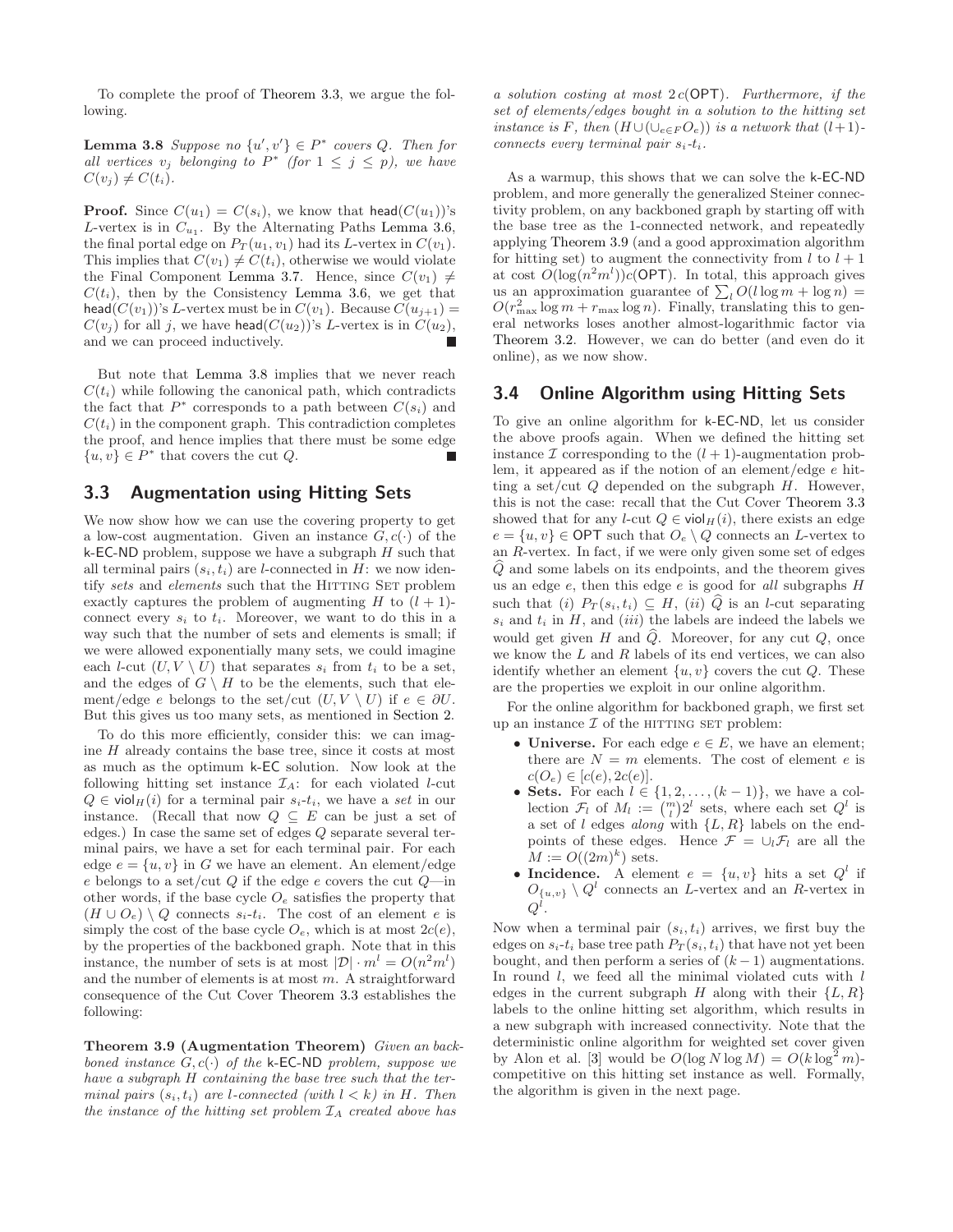To complete the proof of Theorem 3.3, we argue the following.

**Lemma 3.8** *Suppose no $\{u', v'\} \in P^*$ covers $Q$. Then for all vertices $v_j$ belonging to $P^*$ (for $1 \leq j \leq p$), we have $C(v_j) \neq C(t_i)$.*

**Proof.** Since $C(u_1) = C(s_i)$, we know that $\mathsf{head}(C(u_1))$'s $L$-vertex is in $C_{u_1}$. By the Alternating Paths Lemma 3.6, the final portal edge on $P_T(u_1, v_1)$ had its $L$-vertex in $C(v_1)$. This implies that $C(v_1) \neq C(t_i)$, otherwise we would violate the Final Component Lemma 3.7. Hence, since $C(v_1) \neq C(t_i)$, then by the Consistency Lemma 3.6, we get that $\mathsf{head}(C(v_1))$'s $L$-vertex must be in $C(v_1)$. Because $C(u_{j+1}) = C(v_j)$ for all $j$, we have $\mathsf{head}(C(u_2))$'s $L$-vertex is in $C(u_2)$, and we can proceed inductively. ∎

But note that Lemma 3.8 implies that we never reach $C(t_i)$ while following the canonical path, which contradicts the fact that $P^*$ corresponds to a path between $C(s_i)$ and $C(t_i)$ in the component graph. This contradiction completes the proof, and hence implies that there must be some edge $\{u, v\} \in P^*$ that covers the cut $Q$. ∎

### 3.3 Augmentation using Hitting Sets

We now show how we can use the covering property to get a low-cost augmentation. Given an instance $G, c(\cdot)$ of the k-EC-ND problem, suppose we have a subgraph $H$ such that all terminal pairs $(s_i, t_i)$ are $l$-connected in $H$: we now identify *sets* and *elements* such that the HITTING SET problem exactly captures the problem of augmenting $H$ to $(l+1)$-connect every $s_i$ to $t_i$. Moreover, we want to do this in a way such that the number of sets and elements is small; if we were allowed exponentially many sets, we could imagine each $l$-cut $(U, V \setminus U)$ that separates $s_i$ from $t_i$ to be a set, and the edges of $G \setminus H$ to be the elements, such that element/edge $e$ belongs to the set/cut $(U, V \setminus U)$ if $e \in \partial U$. But this gives us too many sets, as mentioned in Section 2.

To do this more efficiently, consider this: we can imagine $H$ already contains the base tree, since it costs at most as much as the optimum k-EC solution. Now look at the following hitting set instance $\mathcal{I}_A$: for each violated $l$-cut $Q \in \mathsf{viol}_H(i)$ for a terminal pair $s_i$-$t_i$, we have a *set* in our instance. (Recall that now $Q \subseteq E$ can be just a set of edges.) In case the same set of edges $Q$ separate several terminal pairs, we have a set for each terminal pair. For each edge $e = \{u, v\}$ in $G$ we have an element. An element/edge $e$ belongs to a set/cut $Q$ if the edge $e$ covers the cut $Q$—in other words, if the base cycle $O_e$ satisfies the property that $(H \cup O_e) \setminus Q$ connects $s_i$-$t_i$. The cost of an element $e$ is simply the cost of the base cycle $O_e$, which is at most $2c(e)$, by the properties of the backboned graph. Note that in this instance, the number of sets is at most $|\mathcal{D}| \cdot m^l = O(n^2 m^l)$ and the number of elements is at most $m$. A straightforward consequence of the Cut Cover Theorem 3.3 establishes the following:

**Theorem 3.9 (Augmentation Theorem)** *Given an backboned instance $G, c(\cdot)$ of the k-EC-ND problem, suppose we have a subgraph $H$ containing the base tree such that the terminal pairs $(s_i, t_i)$ are $l$-connected (with $l < k$) in $H$. Then the instance of the hitting set problem $\mathcal{I}_A$ created above has a solution costing at most $2\,c(\mathsf{OPT})$. Furthermore, if the set of elements/edges bought in a solution to the hitting set instance is $F$, then $(H \cup (\cup_{e \in F} O_e))$ is a network that $(l+1)$-connects every terminal pair $s_i$-$t_i$.*

As a warmup, this shows that we can solve the k-EC-ND problem, and more generally the generalized Steiner connectivity problem, on any backboned graph by starting off with the base tree as the 1-connected network, and repeatedly applying Theorem 3.9 (and a good approximation algorithm for hitting set) to augment the connectivity from $l$ to $l+1$ at cost $O(\log(n^2 m^l))c(\mathsf{OPT})$. In total, this approach gives us an approximation guarantee of $\sum_l O(l \log m + \log n) = O(r_{\max}^2 \log m + r_{\max} \log n)$. Finally, translating this to general networks loses another almost-logarithmic factor via Theorem 3.2. However, we can do better (and even do it online), as we now show.

### 3.4 Online Algorithm using Hitting Sets

To give an online algorithm for k-EC-ND, let us consider the above proofs again. When we defined the hitting set instance $\mathcal{I}$ corresponding to the $(l+1)$-augmentation problem, it appeared as if the notion of an element/edge $e$ hitting a set/cut $Q$ depended on the subgraph $H$. However, this is not the case: recall that the Cut Cover Theorem 3.3 showed that for any $l$-cut $Q \in \mathsf{viol}_H(i)$, there exists an edge $e = \{u, v\} \in \mathsf{OPT}$ such that $O_e \setminus Q$ connects an $L$-vertex to an $R$-vertex. In fact, if we were only given some set of edges $\widehat{Q}$ and some labels on its endpoints, and the theorem gives us an edge $e$, then this edge $e$ is good for *all* subgraphs $H$ such that (*i*) $P_T(s_i, t_i) \subseteq H$, (*ii*) $\widehat{Q}$ is an $l$-cut separating $s_i$ and $t_i$ in $H$, and (*iii*) the labels are indeed the labels we would get given $H$ and $\widehat{Q}$. Moreover, for any cut $Q$, once we know the $L$ and $R$ labels of its end vertices, we can also identify whether an element $\{u, v\}$ covers the cut $Q$. These are the properties we exploit in our online algorithm.

For the online algorithm for backboned graph, we first set up an instance $\mathcal{I}$ of the HITTING SET problem:

- **Universe.** For each edge $e \in E$, we have an element; there are $N = m$ elements. The cost of element $e$ is $c(O_e) \in [c(e), 2c(e)]$.
- **Sets.** For each $l \in \{1, 2, \ldots, (k-1)\}$, we have a collection $\mathcal{F}_l$ of $M_l := \binom{m}{l} 2^l$ sets, where each set $Q^l$ is a set of $l$ edges *along* with $\{L, R\}$ labels on the endpoints of these edges. Hence $\mathcal{F} = \cup_l \mathcal{F}_l$ are all the $M := O((2m)^k)$ sets.
- **Incidence.** A element $e = \{u, v\}$ hits a set $Q^l$ if $O_{\{u,v\}} \setminus Q^l$ connects an $L$-vertex and an $R$-vertex in $Q^l$.

Now when a terminal pair $(s_i, t_i)$ arrives, we first buy the edges on $s_i$-$t_i$ base tree path $P_T(s_i, t_i)$ that have not yet been bought, and then perform a series of $(k-1)$ augmentations. In round $l$, we feed all the minimal violated cuts with $l$ edges in the current subgraph $H$ along with their $\{L, R\}$ labels to the online hitting set algorithm, which results in a new subgraph with increased connectivity. Note that the deterministic online algorithm for weighted set cover given by Alon et al. [3] would be $O(\log N \log M) = O(k \log^2 m)$-competitive on this hitting set instance as well. Formally, the algorithm is given in the next page.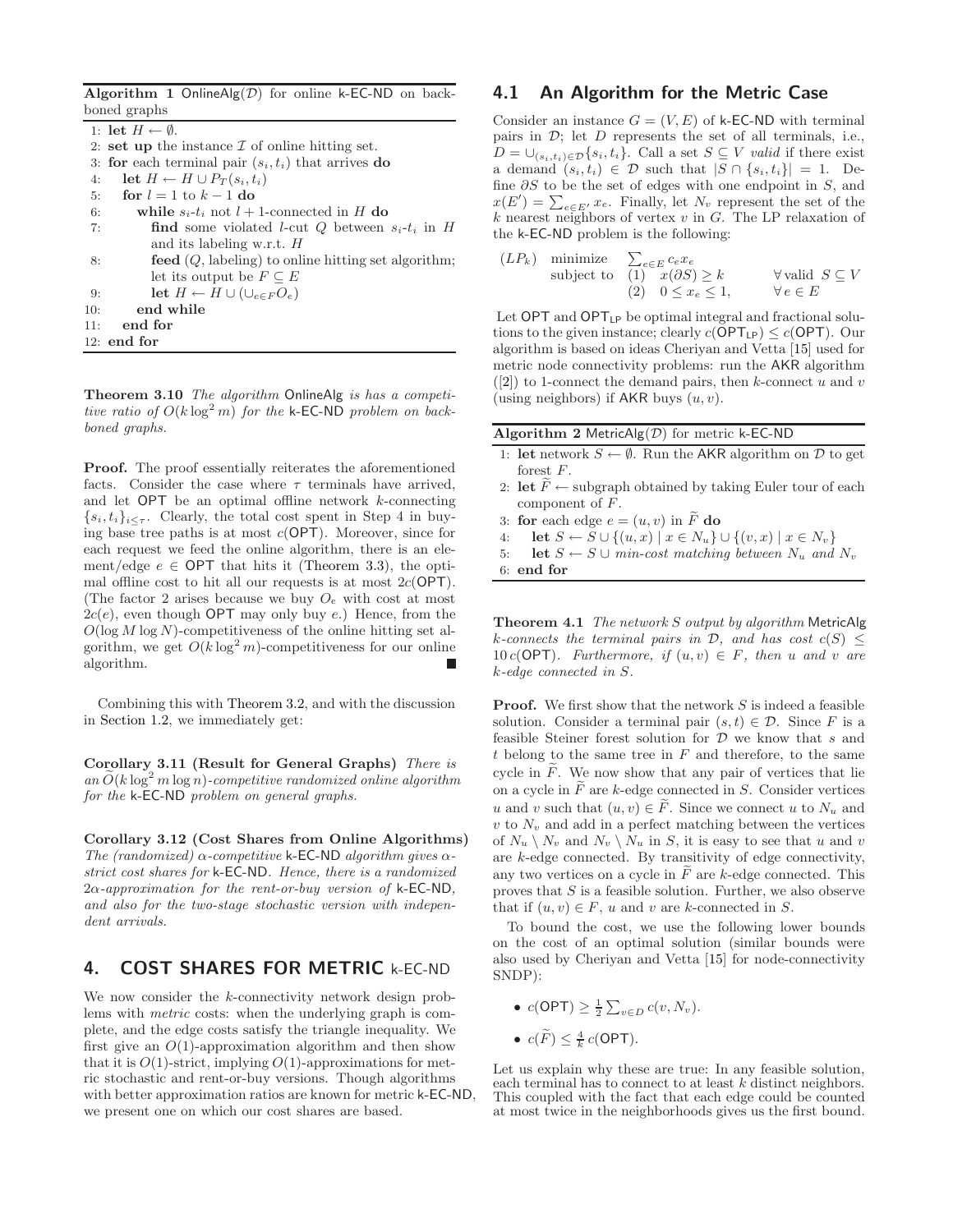**Algorithm 1** OnlineAlg($\mathcal{D}$) for online k-EC-ND on backboned graphs

```
1: let H ← ∅.
2: set up the instance I of online hitting set.
3: for each terminal pair (s_i, t_i) that arrives do
4:    let H ← H ∪ P_T(s_i, t_i)
5:    for l = 1 to k − 1 do
6:       while s_i-t_i not l + 1-connected in H do
7:          find some violated l-cut Q between s_i-t_i in H
            and its labeling w.r.t. H
8:          feed (Q, labeling) to online hitting set algorithm;
            let its output be F ⊆ E
9:          let H ← H ∪ (∪_{e∈F} O_e)
10:      end while
11:   end for
12: end for
```

**Theorem 3.10** *The algorithm* OnlineAlg *is has a competitive ratio of $O(k \log^2 m)$ for the* k-EC-ND *problem on backboned graphs.*

**Proof.** The proof essentially reiterates the aforementioned facts. Consider the case where $\tau$ terminals have arrived, and let OPT be an optimal offline network $k$-connecting $\{s_i, t_i\}_{i \le \tau}$. Clearly, the total cost spent in Step 4 in buying base tree paths is at most $c(\mathsf{OPT})$. Moreover, since for each request we feed the online algorithm, there is an element/edge $e \in \mathsf{OPT}$ that hits it (Theorem 3.3), the optimal offline cost to hit all our requests is at most $2c(\mathsf{OPT})$. (The factor 2 arises because we buy $O_e$ with cost at most $2c(e)$, even though OPT may only buy $e$.) Hence, from the $O(\log M \log N)$-competitiveness of the online hitting set algorithm, we get $O(k \log^2 m)$-competitiveness for our online algorithm. ∎

Combining this with Theorem 3.2, and with the discussion in Section 1.2, we immediately get:

**Corollary 3.11 (Result for General Graphs)** *There is an $\widetilde{O}(k \log^2 m \log n)$-competitive randomized online algorithm for the* k-EC-ND *problem on general graphs.*

**Corollary 3.12 (Cost Shares from Online Algorithms)** *The (randomized) $\alpha$-competitive* k-EC-ND *algorithm gives $\alpha$-strict cost shares for* k-EC-ND*. Hence, there is a randomized $2\alpha$-approximation for the rent-or-buy version of* k-EC-ND*, and also for the two-stage stochastic version with independent arrivals.*

## 4. COST SHARES FOR METRIC k-EC-ND

We now consider the $k$-connectivity network design problems with *metric* costs: when the underlying graph is complete, and the edge costs satisfy the triangle inequality. We first give an $O(1)$-approximation algorithm and then show that it is $O(1)$-strict, implying $O(1)$-approximations for metric stochastic and rent-or-buy versions. Though algorithms with better approximation ratios are known for metric k-EC-ND, we present one on which our cost shares are based.

### 4.1 An Algorithm for the Metric Case

Consider an instance $G = (V, E)$ of k-EC-ND with terminal pairs in $\mathcal{D}$; let $D$ represents the set of all terminals, i.e., $D = \cup_{(s_i,t_i) \in \mathcal{D}} \{s_i, t_i\}$. Call a set $S \subseteq V$ *valid* if there exist a demand $(s_i, t_i) \in \mathcal{D}$ such that $|S \cap \{s_i, t_i\}| = 1$. Define $\partial S$ to be the set of edges with one endpoint in $S$, and $x(E') = \sum_{e \in E'} x_e$. Finally, let $N_v$ represent the set of the $k$ nearest neighbors of vertex $v$ in $G$. The LP relaxation of the k-EC-ND problem is the following:

$$
(LP_k) \quad \begin{array}{lll} \text{minimize} & \sum_{e \in E} c_e x_e & \\ \text{subject to} & (1) \quad x(\partial S) \ge k & \forall \, \text{valid } S \subseteq V \\ & (2) \quad 0 \le x_e \le 1, & \forall \, e \in E \end{array}
$$

Let OPT and $\mathsf{OPT}_{\mathsf{LP}}$ be optimal integral and fractional solutions to the given instance; clearly $c(\mathsf{OPT}_{\mathsf{LP}}) \le c(\mathsf{OPT})$. Our algorithm is based on ideas Cheriyan and Vetta [15] used for metric node connectivity problems: run the AKR algorithm ([2]) to 1-connect the demand pairs, then $k$-connect $u$ and $v$ (using neighbors) if AKR buys $(u, v)$.

**Algorithm 2** MetricAlg($\mathcal{D}$) for metric k-EC-ND

```
1: let network S ← ∅. Run the AKR algorithm on D to get
   forest F.
2: let F̃ ← subgraph obtained by taking Euler tour of each
   component of F.
3: for each edge e = (u, v) in F̃ do
4:    let S ← S ∪ {(u, x) | x ∈ N_u} ∪ {(v, x) | x ∈ N_v}
5:    let S ← S ∪ min-cost matching between N_u and N_v
6: end for
```

**Theorem 4.1** *The network $S$ output by algorithm* MetricAlg *$k$-connects the terminal pairs in $\mathcal{D}$, and has cost $c(S) \le 10\, c(\mathsf{OPT})$. Furthermore, if $(u, v) \in F$, then $u$ and $v$ are $k$-edge connected in $S$.*

**Proof.** We first show that the network $S$ is indeed a feasible solution. Consider a terminal pair $(s, t) \in \mathcal{D}$. Since $F$ is a feasible Steiner forest solution for $\mathcal{D}$ we know that $s$ and $t$ belong to the same tree in $F$ and therefore, to the same cycle in $\widetilde{F}$. We now show that any pair of vertices that lie on a cycle in $\widetilde{F}$ are $k$-edge connected in $S$. Consider vertices $u$ and $v$ such that $(u, v) \in \widetilde{F}$. Since we connect $u$ to $N_u$ and $v$ to $N_v$ and add in a perfect matching between the vertices of $N_u \setminus N_v$ and $N_v \setminus N_u$ in $S$, it is easy to see that $u$ and $v$ are $k$-edge connected. By transitivity of edge connectivity, any two vertices on a cycle in $\widetilde{F}$ are $k$-edge connected. This proves that $S$ is a feasible solution. Further, we also observe that if $(u, v) \in F$, $u$ and $v$ are $k$-connected in $S$.

To bound the cost, we use the following lower bounds on the cost of an optimal solution (similar bounds were also used by Cheriyan and Vetta [15] for node-connectivity SNDP):

- $c(\mathsf{OPT}) \ge \frac{1}{2} \sum_{v \in D} c(v, N_v)$.
- $c(\widetilde{F}) \le \frac{4}{k}\, c(\mathsf{OPT})$.

Let us explain why these are true: In any feasible solution, each terminal has to connect to at least $k$ distinct neighbors. This coupled with the fact that each edge could be counted at most twice in the neighborhoods gives us the first bound.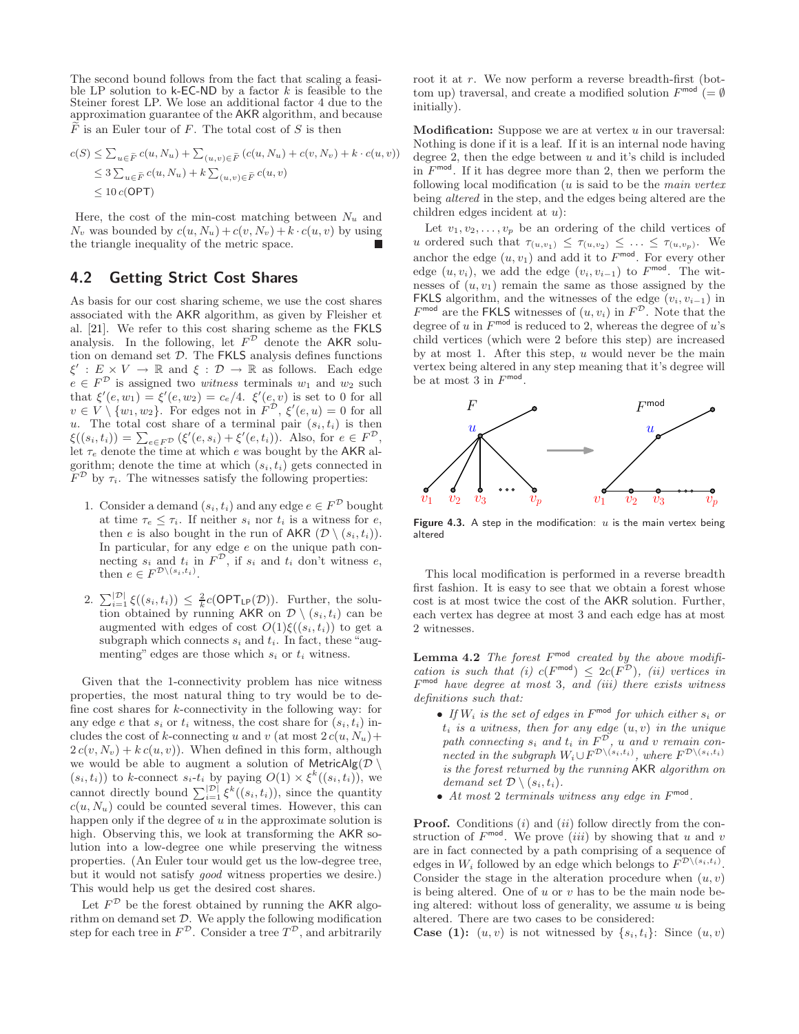The second bound follows from the fact that scaling a feasible LP solution to k-EC-ND by a factor $k$ is feasible to the Steiner forest LP. We lose an additional factor 4 due to the approximation guarantee of the AKR algorithm, and because $\widetilde{F}$ is an Euler tour of $F$. The total cost of $S$ is then

$$
\begin{aligned}
c(S) &\le \textstyle\sum_{u\in\widetilde{F}} c(u,N_u) + \sum_{(u,v)\in\widetilde{F}} \left(c(u,N_u) + c(v,N_v) + k\cdot c(u,v)\right) \\
&\le 3\textstyle\sum_{u\in\widetilde{F}} c(u,N_u) + k\sum_{(u,v)\in\widetilde{F}} c(u,v) \\
&\le 10\, c(\mathsf{OPT})
\end{aligned}
$$

Here, the cost of the min-cost matching between $N_u$ and $N_v$ was bounded by $c(u,N_u)+c(v,N_v)+k\cdot c(u,v)$ by using the triangle inequality of the metric space. ∎

## 4.2 Getting Strict Cost Shares

As basis for our cost sharing scheme, we use the cost shares associated with the AKR algorithm, as given by Fleisher et al. [21]. We refer to this cost sharing scheme as the FKLS analysis. In the following, let $F^{\mathcal{D}}$ denote the AKR solution on demand set $\mathcal{D}$. The FKLS analysis defines functions $\xi' : E\times V \to \mathbb{R}$ and $\xi : \mathcal{D}\to\mathbb{R}$ as follows. Each edge $e\in F^{\mathcal{D}}$ is assigned two *witness* terminals $w_1$ and $w_2$ such that $\xi'(e,w_1)=\xi'(e,w_2)=c_e/4$. $\xi'(e,v)$ is set to 0 for all $v\in V\setminus\{w_1,w_2\}$. For edges not in $F^{\mathcal{D}}$, $\xi'(e,u)=0$ for all $u$. The total cost share of a terminal pair $(s_i,t_i)$ is then $\xi((s_i,t_i)) = \sum_{e\in F^{\mathcal{D}}} (\xi'(e,s_i)+\xi'(e,t_i))$. Also, for $e\in F^{\mathcal{D}}$, let $\tau_e$ denote the time at which $e$ was bought by the AKR algorithm; denote the time at which $(s_i,t_i)$ gets connected in $F^{\mathcal{D}}$ by $\tau_i$. The witnesses satisfy the following properties:

1. Consider a demand $(s_i,t_i)$ and any edge $e\in F^{\mathcal{D}}$ bought at time $\tau_e\le\tau_i$. If neither $s_i$ nor $t_i$ is a witness for $e$, then $e$ is also bought in the run of AKR $(\mathcal{D}\setminus(s_i,t_i))$. In particular, for any edge $e$ on the unique path connecting $s_i$ and $t_i$ in $F^{\mathcal{D}}$, if $s_i$ and $t_i$ don't witness $e$, then $e\in F^{\mathcal{D}\setminus(s_i,t_i)}$.
2. $\sum_{i=1}^{|\mathcal{D}|}\xi((s_i,t_i)) \le \frac{2}{k}c(\mathsf{OPT}_{\mathsf{LP}}(\mathcal{D}))$. Further, the solution obtained by running AKR on $\mathcal{D}\setminus(s_i,t_i)$ can be augmented with edges of cost $O(1)\xi((s_i,t_i))$ to get a subgraph which connects $s_i$ and $t_i$. In fact, these "augmenting" edges are those which $s_i$ or $t_i$ witness.

Given that the 1-connectivity problem has nice witness properties, the most natural thing to try would be to define cost shares for $k$-connectivity in the following way: for any edge $e$ that $s_i$ or $t_i$ witness, the cost share for $(s_i,t_i)$ includes the cost of $k$-connecting $u$ and $v$ (at most $2\,c(u,N_u)+2\,c(v,N_v)+k\,c(u,v)$). When defined in this form, although we would be able to augment a solution of $\mathsf{MetricAlg}(\mathcal{D}\setminus(s_i,t_i))$ to $k$-connect $s_i$-$t_i$ by paying $O(1)\times\xi^k((s_i,t_i))$, we cannot directly bound $\sum_{i=1}^{|\mathcal{D}|}\xi^k((s_i,t_i))$, since the quantity $c(u,N_u)$ could be counted several times. However, this can happen only if the degree of $u$ in the approximate solution is high. Observing this, we look at transforming the AKR solution into a low-degree one while preserving the witness properties. (An Euler tour would get us the low-degree tree, but it would not satisfy *good* witness properties we desire.) This would help us get the desired cost shares.

Let $F^{\mathcal{D}}$ be the forest obtained by running the AKR algorithm on demand set $\mathcal{D}$. We apply the following modification step for each tree in $F^{\mathcal{D}}$. Consider a tree $T^{\mathcal{D}}$, and arbitrarily root it at $r$. We now perform a reverse breadth-first (bottom up) traversal, and create a modified solution $F^{\mathsf{mod}}$ $(=\emptyset$ initially).

**Modification:** Suppose we are at vertex $u$ in our traversal: Nothing is done if it is a leaf. If it is an internal node having degree 2, then the edge between $u$ and it's child is included in $F^{\mathsf{mod}}$. If it has degree more than 2, then we perform the following local modification ($u$ is said to be the *main vertex* being *altered* in the step, and the edges being altered are the children edges incident at $u$):

Let $v_1,v_2,\ldots,v_p$ be an ordering of the child vertices of $u$ ordered such that $\tau_{(u,v_1)}\le\tau_{(u,v_2)}\le\ldots\le\tau_{(u,v_p)}$. We anchor the edge $(u,v_1)$ and add it to $F^{\mathsf{mod}}$. For every other edge $(u,v_i)$, we add the edge $(v_i,v_{i-1})$ to $F^{\mathsf{mod}}$. The witnesses of $(u,v_1)$ remain the same as those assigned by the FKLS algorithm, and the witnesses of the edge $(v_i,v_{i-1})$ in $F^{\mathsf{mod}}$ are the FKLS witnesses of $(u,v_i)$ in $F^{\mathcal{D}}$. Note that the degree of $u$ in $F^{\mathsf{mod}}$ is reduced to 2, whereas the degree of $u$'s child vertices (which were 2 before this step) are increased by at most 1. After this step, $u$ would never be the main vertex being altered in any step meaning that it's degree will be at most 3 in $F^{\mathsf{mod}}$.

**Figure 4.3.** A step in the modification: $u$ is the main vertex being altered

This local modification is performed in a reverse breadth first fashion. It is easy to see that we obtain a forest whose cost is at most twice the cost of the AKR solution. Further, each vertex has degree at most 3 and each edge has at most 2 witnesses.

**Lemma 4.2** *The forest $F^{\mathsf{mod}}$ created by the above modification is such that (i) $c(F^{\mathsf{mod}})\le 2c(F^{\mathcal{D}})$, (ii) vertices in $F^{\mathsf{mod}}$ have degree at most 3, and (iii) there exists witness definitions such that:*

- *If $W_i$ is the set of edges in $F^{\mathsf{mod}}$ for which either $s_i$ or $t_i$ is a witness, then for any edge $(u,v)$ in the unique path connecting $s_i$ and $t_i$ in $F^{\mathcal{D}}$, $u$ and $v$ remain connected in the subgraph $W_i\cup F^{\mathcal{D}\setminus(s_i,t_i)}$, where $F^{\mathcal{D}\setminus(s_i,t_i)}$ is the forest returned by the running AKR algorithm on demand set $\mathcal{D}\setminus(s_i,t_i)$.*
- *At most 2 terminals witness any edge in $F^{\mathsf{mod}}$.*

**Proof.** Conditions $(i)$ and $(ii)$ follow directly from the construction of $F^{\mathsf{mod}}$. We prove $(iii)$ by showing that $u$ and $v$ are in fact connected by a path comprising of a sequence of edges in $W_i$ followed by an edge which belongs to $F^{\mathcal{D}\setminus(s_i,t_i)}$. Consider the stage in the alteration procedure when $(u,v)$ is being altered. One of $u$ or $v$ has to be the main node being altered: without loss of generality, we assume $u$ is being altered. There are two cases to be considered:

**Case (1):** $(u,v)$ is not witnessed by $\{s_i,t_i\}$: Since $(u,v)$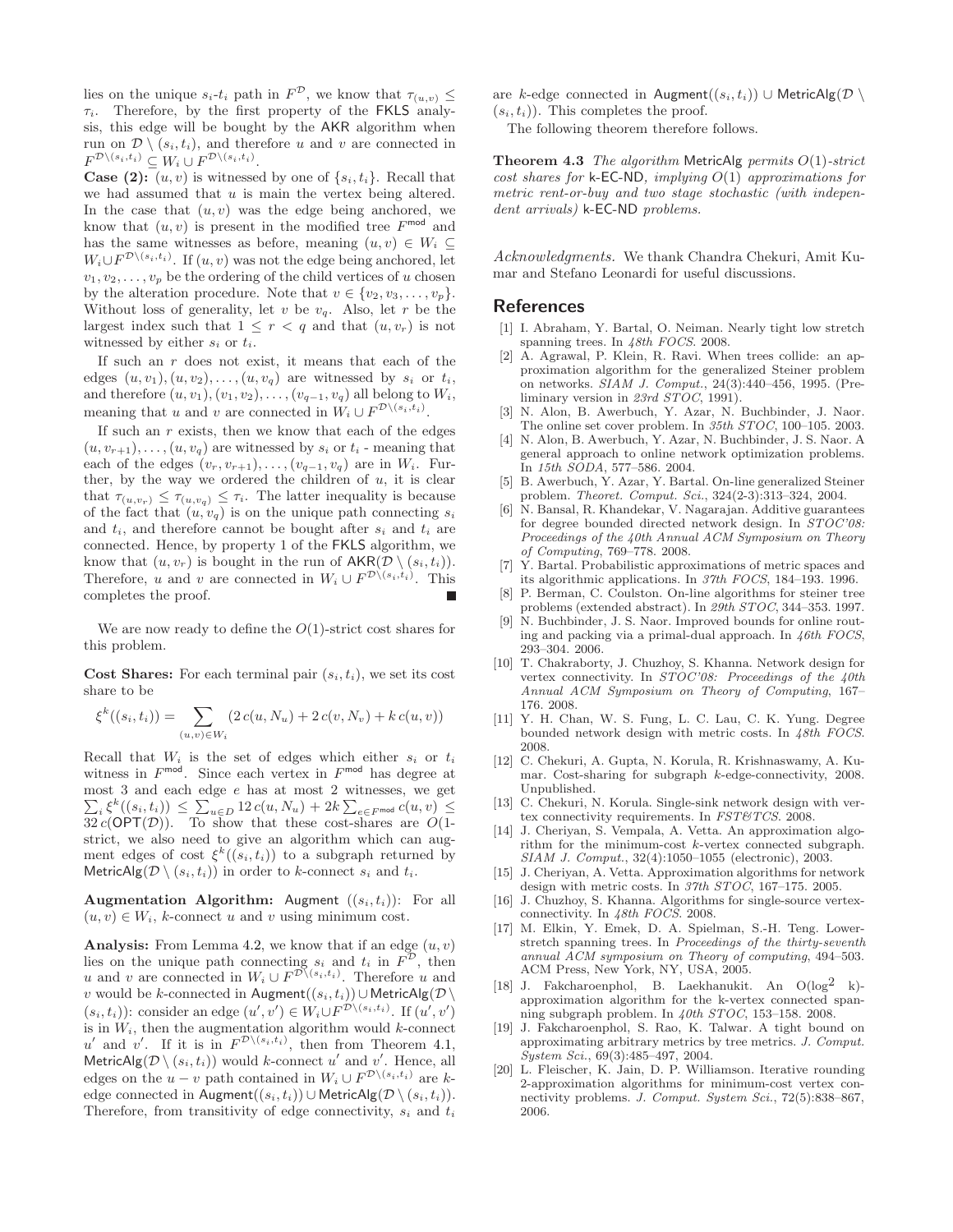lies on the unique $s_i$-$t_i$ path in $F^{\mathcal{D}}$, we know that $\tau_{(u,v)} \leq \tau_i$. Therefore, by the first property of the FKLS analysis, this edge will be bought by the AKR algorithm when run on $\mathcal{D} \setminus (s_i, t_i)$, and therefore $u$ and $v$ are connected in $F^{\mathcal{D}\setminus(s_i,t_i)} \subseteq W_i \cup F^{\mathcal{D}\setminus(s_i,t_i)}$.

**Case (2):** $(u, v)$ is witnessed by one of $\{s_i, t_i\}$. Recall that we had assumed that $u$ is main the vertex being altered. In the case that $(u, v)$ was the edge being anchored, we know that $(u, v)$ is present in the modified tree $F^{\mathsf{mod}}$ and has the same witnesses as before, meaning $(u, v) \in W_i \subseteq W_i \cup F^{\mathcal{D}\setminus(s_i,t_i)}$. If $(u, v)$ was not the edge being anchored, let $v_1, v_2, \ldots, v_p$ be the ordering of the child vertices of $u$ chosen by the alteration procedure. Note that $v \in \{v_2, v_3, \ldots, v_p\}$. Without loss of generality, let $v$ be $v_q$. Also, let $r$ be the largest index such that $1 \leq r < q$ and that $(u, v_r)$ is not witnessed by either $s_i$ or $t_i$.

If such an $r$ does not exist, it means that each of the edges $(u, v_1), (u, v_2), \ldots, (u, v_q)$ are witnessed by $s_i$ or $t_i$, and therefore $(u, v_1), (v_1, v_2), \ldots, (v_{q-1}, v_q)$ all belong to $W_i$, meaning that $u$ and $v$ are connected in $W_i \cup F^{\mathcal{D}\setminus(s_i,t_i)}$.

If such an $r$ exists, then we know that each of the edges $(u, v_{r+1}), \ldots, (u, v_q)$ are witnessed by $s_i$ or $t_i$ - meaning that each of the edges $(v_r, v_{r+1}), \ldots, (v_{q-1}, v_q)$ are in $W_i$. Further, by the way we ordered the children of $u$, it is clear that $\tau_{(u,v_r)} \leq \tau_{(u,v_q)} \leq \tau_i$. The latter inequality is because of the fact that $(u, v_q)$ is on the unique path connecting $s_i$ and $t_i$, and therefore cannot be bought after $s_i$ and $t_i$ are connected. Hence, by property 1 of the FKLS algorithm, we know that $(u, v_r)$ is bought in the run of $\mathsf{AKR}(\mathcal{D} \setminus (s_i, t_i))$. Therefore, $u$ and $v$ are connected in $W_i \cup F^{\mathcal{D}\setminus(s_i,t_i)}$. This completes the proof. ∎

We are now ready to define the $O(1)$-strict cost shares for this problem.

**Cost Shares:** For each terminal pair $(s_i, t_i)$, we set its cost share to be

$$\xi^k((s_i, t_i)) = \sum_{(u,v)\in W_i} (2\, c(u, N_u) + 2\, c(v, N_v) + k\, c(u, v))$$

Recall that $W_i$ is the set of edges which either $s_i$ or $t_i$ witness in $F^{\mathsf{mod}}$. Since each vertex in $F^{\mathsf{mod}}$ has degree at most 3 and each edge $e$ has at most 2 witnesses, we get $\sum_i \xi^k((s_i, t_i)) \leq \sum_{u\in D} 12\, c(u, N_u) + 2k \sum_{e\in F^{\mathsf{mod}}} c(u, v) \leq 32\, c(\mathsf{OPT}(\mathcal{D}))$. To show that these cost-shares are $O(1$-strict, we also need to give an algorithm which can augment edges of cost $\xi^k((s_i, t_i))$ to a subgraph returned by $\mathsf{MetricAlg}(\mathcal{D} \setminus (s_i, t_i))$ in order to $k$-connect $s_i$ and $t_i$.

**Augmentation Algorithm:** Augment $((s_i, t_i))$: For all $(u, v) \in W_i$, $k$-connect $u$ and $v$ using minimum cost.

**Analysis:** From Lemma 4.2, we know that if an edge $(u, v)$ lies on the unique path connecting $s_i$ and $t_i$ in $F^{\mathcal{D}}$, then $u$ and $v$ are connected in $W_i \cup F^{\mathcal{D}\setminus(s_i,t_i)}$. Therefore $u$ and $v$ would be $k$-connected in $\mathsf{Augment}((s_i, t_i)) \cup \mathsf{MetricAlg}(\mathcal{D} \setminus (s_i, t_i))$: consider an edge $(u', v') \in W_i \cup F^{\mathcal{D}\setminus(s_i,t_i)}$. If $(u', v')$ is in $W_i$, then the augmentation algorithm would $k$-connect $u'$ and $v'$. If it is in $F^{\mathcal{D}\setminus(s_i,t_i)}$, then from Theorem 4.1, $\mathsf{MetricAlg}(\mathcal{D} \setminus (s_i, t_i))$ would $k$-connect $u'$ and $v'$. Hence, all edges on the $u - v$ path contained in $W_i \cup F^{\mathcal{D}\setminus(s_i,t_i)}$ are $k$-edge connected in $\mathsf{Augment}((s_i, t_i)) \cup \mathsf{MetricAlg}(\mathcal{D} \setminus (s_i, t_i))$. Therefore, from transitivity of edge connectivity, $s_i$ and $t_i$ are $k$-edge connected in $\mathsf{Augment}((s_i, t_i)) \cup \mathsf{MetricAlg}(\mathcal{D} \setminus (s_i, t_i))$. This completes the proof.

The following theorem therefore follows.

**Theorem 4.3** *The algorithm* MetricAlg *permits $O(1)$-strict cost shares for* k-EC-ND*, implying $O(1)$ approximations for metric rent-or-buy and two stage stochastic (with independent arrivals)* k-EC-ND *problems.*

*Acknowledgments.* We thank Chandra Chekuri, Amit Kumar and Stefano Leonardi for useful discussions.

## References

[1] I. Abraham, Y. Bartal, O. Neiman. Nearly tight low stretch spanning trees. In *48th FOCS*. 2008.

[2] A. Agrawal, P. Klein, R. Ravi. When trees collide: an approximation algorithm for the generalized Steiner problem on networks. *SIAM J. Comput.*, 24(3):440–456, 1995. (Preliminary version in *23rd STOC*, 1991).

[3] N. Alon, B. Awerbuch, Y. Azar, N. Buchbinder, J. Naor. The online set cover problem. In *35th STOC*, 100–105. 2003.

[4] N. Alon, B. Awerbuch, Y. Azar, N. Buchbinder, J. S. Naor. A general approach to online network optimization problems. In *15th SODA*, 577–586. 2004.

[5] B. Awerbuch, Y. Azar, Y. Bartal. On-line generalized Steiner problem. *Theoret. Comput. Sci.*, 324(2-3):313–324, 2004.

[6] N. Bansal, R. Khandekar, V. Nagarajan. Additive guarantees for degree bounded directed network design. In *STOC'08: Proceedings of the 40th Annual ACM Symposium on Theory of Computing*, 769–778. 2008.

[7] Y. Bartal. Probabilistic approximations of metric spaces and its algorithmic applications. In *37th FOCS*, 184–193. 1996.

[8] P. Berman, C. Coulston. On-line algorithms for steiner tree problems (extended abstract). In *29th STOC*, 344–353. 1997.

[9] N. Buchbinder, J. S. Naor. Improved bounds for online routing and packing via a primal-dual approach. In *46th FOCS*, 293–304. 2006.

[10] T. Chakraborty, J. Chuzhoy, S. Khanna. Network design for vertex connectivity. In *STOC'08: Proceedings of the 40th Annual ACM Symposium on Theory of Computing*, 167–176. 2008.

[11] Y. H. Chan, W. S. Fung, L. C. Lau, C. K. Yung. Degree bounded network design with metric costs. In *48th FOCS*. 2008.

[12] C. Chekuri, A. Gupta, N. Korula, R. Krishnaswamy, A. Kumar. Cost-sharing for subgraph $k$-edge-connectivity, 2008. Unpublished.

[13] C. Chekuri, N. Korula. Single-sink network design with vertex connectivity requirements. In *FST&TCS*. 2008.

[14] J. Cheriyan, S. Vempala, A. Vetta. An approximation algorithm for the minimum-cost $k$-vertex connected subgraph. *SIAM J. Comput.*, 32(4):1050–1055 (electronic), 2003.

[15] J. Cheriyan, A. Vetta. Approximation algorithms for network design with metric costs. In *37th STOC*, 167–175. 2005.

[16] J. Chuzhoy, S. Khanna. Algorithms for single-source vertex-connectivity. In *48th FOCS*. 2008.

[17] M. Elkin, Y. Emek, D. A. Spielman, S.-H. Teng. Lower-stretch spanning trees. In *Proceedings of the thirty-seventh annual ACM symposium on Theory of computing*, 494–503. ACM Press, New York, NY, USA, 2005.

[18] J. Fakcharoenphol, B. Laekhanukit. An $O(\log^2 k)$-approximation algorithm for the k-vertex connected spanning subgraph problem. In *40th STOC*, 153–158. 2008.

[19] J. Fakcharoenphol, S. Rao, K. Talwar. A tight bound on approximating arbitrary metrics by tree metrics. *J. Comput. System Sci.*, 69(3):485–497, 2004.

[20] L. Fleischer, K. Jain, D. P. Williamson. Iterative rounding 2-approximation algorithms for minimum-cost vertex connectivity problems. *J. Comput. System Sci.*, 72(5):838–867, 2006.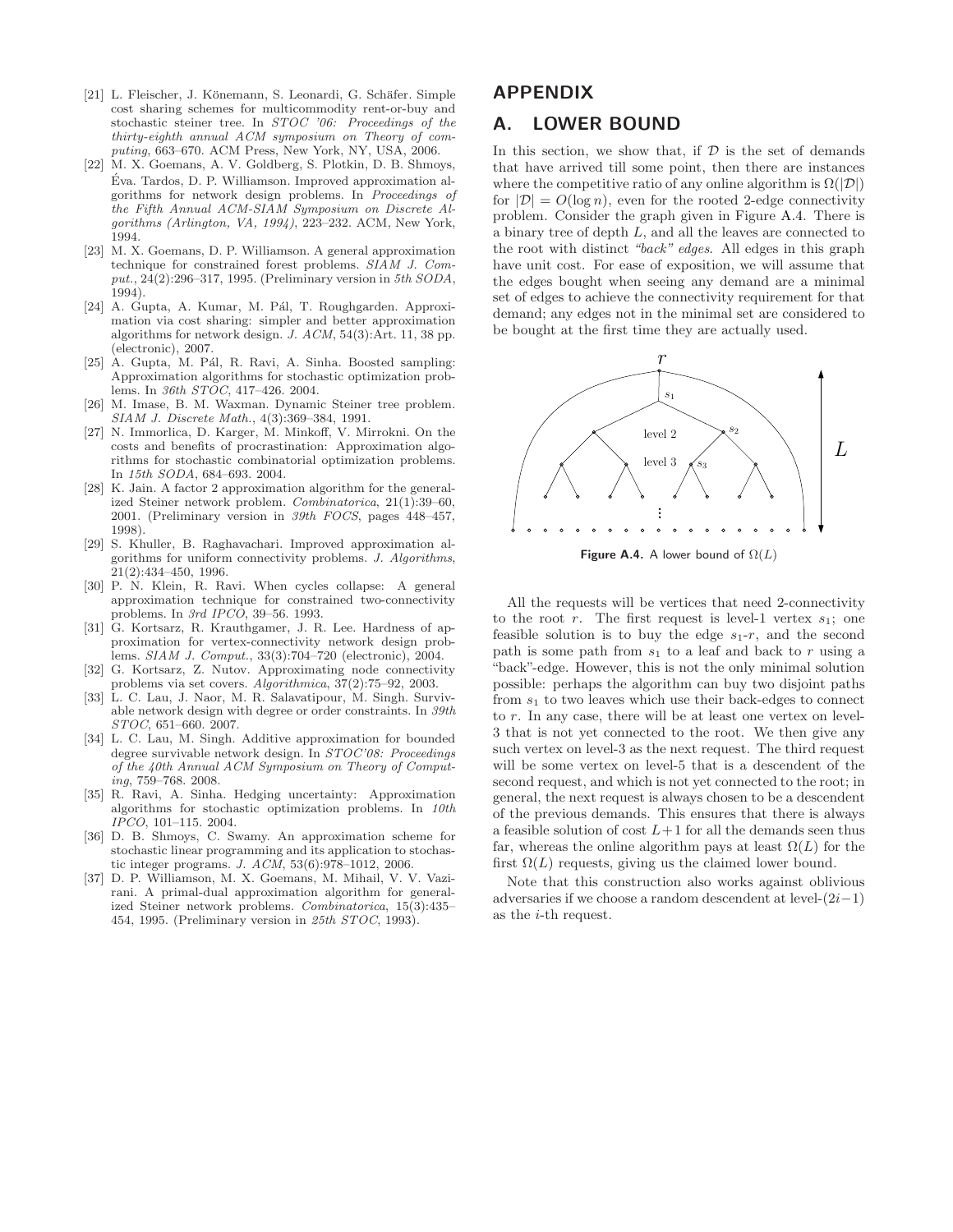[21] L. Fleischer, J. Könemann, S. Leonardi, G. Schäfer. Simple cost sharing schemes for multicommodity rent-or-buy and stochastic steiner tree. In *STOC '06: Proceedings of the thirty-eighth annual ACM symposium on Theory of computing*, 663–670. ACM Press, New York, NY, USA, 2006.

[22] M. X. Goemans, A. V. Goldberg, S. Plotkin, D. B. Shmoys, Éva. Tardos, D. P. Williamson. Improved approximation algorithms for network design problems. In *Proceedings of the Fifth Annual ACM-SIAM Symposium on Discrete Algorithms (Arlington, VA, 1994)*, 223–232. ACM, New York, 1994.

[23] M. X. Goemans, D. P. Williamson. A general approximation technique for constrained forest problems. *SIAM J. Comput.*, 24(2):296–317, 1995. (Preliminary version in *5th SODA*, 1994).

[24] A. Gupta, A. Kumar, M. Pál, T. Roughgarden. Approximation via cost sharing: simpler and better approximation algorithms for network design. *J. ACM*, 54(3):Art. 11, 38 pp. (electronic), 2007.

[25] A. Gupta, M. Pál, R. Ravi, A. Sinha. Boosted sampling: Approximation algorithms for stochastic optimization problems. In *36th STOC*, 417–426. 2004.

[26] M. Imase, B. M. Waxman. Dynamic Steiner tree problem. *SIAM J. Discrete Math.*, 4(3):369–384, 1991.

[27] N. Immorlica, D. Karger, M. Minkoff, V. Mirrokni. On the costs and benefits of procrastination: Approximation algorithms for stochastic combinatorial optimization problems. In *15th SODA*, 684–693. 2004.

[28] K. Jain. A factor 2 approximation algorithm for the generalized Steiner network problem. *Combinatorica*, 21(1):39–60, 2001. (Preliminary version in *39th FOCS*, pages 448–457, 1998).

[29] S. Khuller, B. Raghavachari. Improved approximation algorithms for uniform connectivity problems. *J. Algorithms*, 21(2):434–450, 1996.

[30] P. N. Klein, R. Ravi. When cycles collapse: A general approximation technique for constrained two-connectivity problems. In *3rd IPCO*, 39–56. 1993.

[31] G. Kortsarz, R. Krauthgamer, J. R. Lee. Hardness of approximation for vertex-connectivity network design problems. *SIAM J. Comput.*, 33(3):704–720 (electronic), 2004.

[32] G. Kortsarz, Z. Nutov. Approximating node connectivity problems via set covers. *Algorithmica*, 37(2):75–92, 2003.

[33] L. C. Lau, J. Naor, M. R. Salavatipour, M. Singh. Survivable network design with degree or order constraints. In *39th STOC*, 651–660. 2007.

[34] L. C. Lau, M. Singh. Additive approximation for bounded degree survivable network design. In *STOC'08: Proceedings of the 40th Annual ACM Symposium on Theory of Computing*, 759–768. 2008.

[35] R. Ravi, A. Sinha. Hedging uncertainty: Approximation algorithms for stochastic optimization problems. In *10th IPCO*, 101–115. 2004.

[36] D. B. Shmoys, C. Swamy. An approximation scheme for stochastic linear programming and its application to stochastic integer programs. *J. ACM*, 53(6):978–1012, 2006.

[37] D. P. Williamson, M. X. Goemans, M. Mihail, V. V. Vazirani. A primal-dual approximation algorithm for generalized Steiner network problems. *Combinatorica*, 15(3):435–454, 1995. (Preliminary version in *25th STOC*, 1993).

# APPENDIX

# A. LOWER BOUND

In this section, we show that, if $\mathcal{D}$ is the set of demands that have arrived till some point, then there are instances where the competitive ratio of any online algorithm is $\Omega(|\mathcal{D}|)$ for $|\mathcal{D}| = O(\log n)$, even for the rooted 2-edge connectivity problem. Consider the graph given in Figure A.4. There is a binary tree of depth $L$, and all the leaves are connected to the root with distinct *"back" edges*. All edges in this graph have unit cost. For ease of exposition, we will assume that the edges bought when seeing any demand are a minimal set of edges to achieve the connectivity requirement for that demand; any edges not in the minimal set are considered to be bought at the first time they are actually used.

r

$s_1$

level 2

$s_2$

level 3

$s_3$

$L$

**Figure A.4.** A lower bound of $\Omega(L)$

All the requests will be vertices that need 2-connectivity to the root $r$. The first request is level-1 vertex $s_1$; one feasible solution is to buy the edge $s_1$-$r$, and the second path is some path from $s_1$ to a leaf and back to $r$ using a "back"-edge. However, this is not the only minimal solution possible: perhaps the algorithm can buy two disjoint paths from $s_1$ to two leaves which use their back-edges to connect to $r$. In any case, there will be at least one vertex on level-3 that is not yet connected to the root. We then give any such vertex on level-3 as the next request. The third request will be some vertex on level-5 that is a descendent of the second request, and which is not yet connected to the root; in general, the next request is always chosen to be a descendent of the previous demands. This ensures that there is always a feasible solution of cost $L+1$ for all the demands seen thus far, whereas the online algorithm pays at least $\Omega(L)$ for the first $\Omega(L)$ requests, giving us the claimed lower bound.

Note that this construction also works against oblivious adversaries if we choose a random descendent at level-$(2i-1)$ as the $i$-th request.